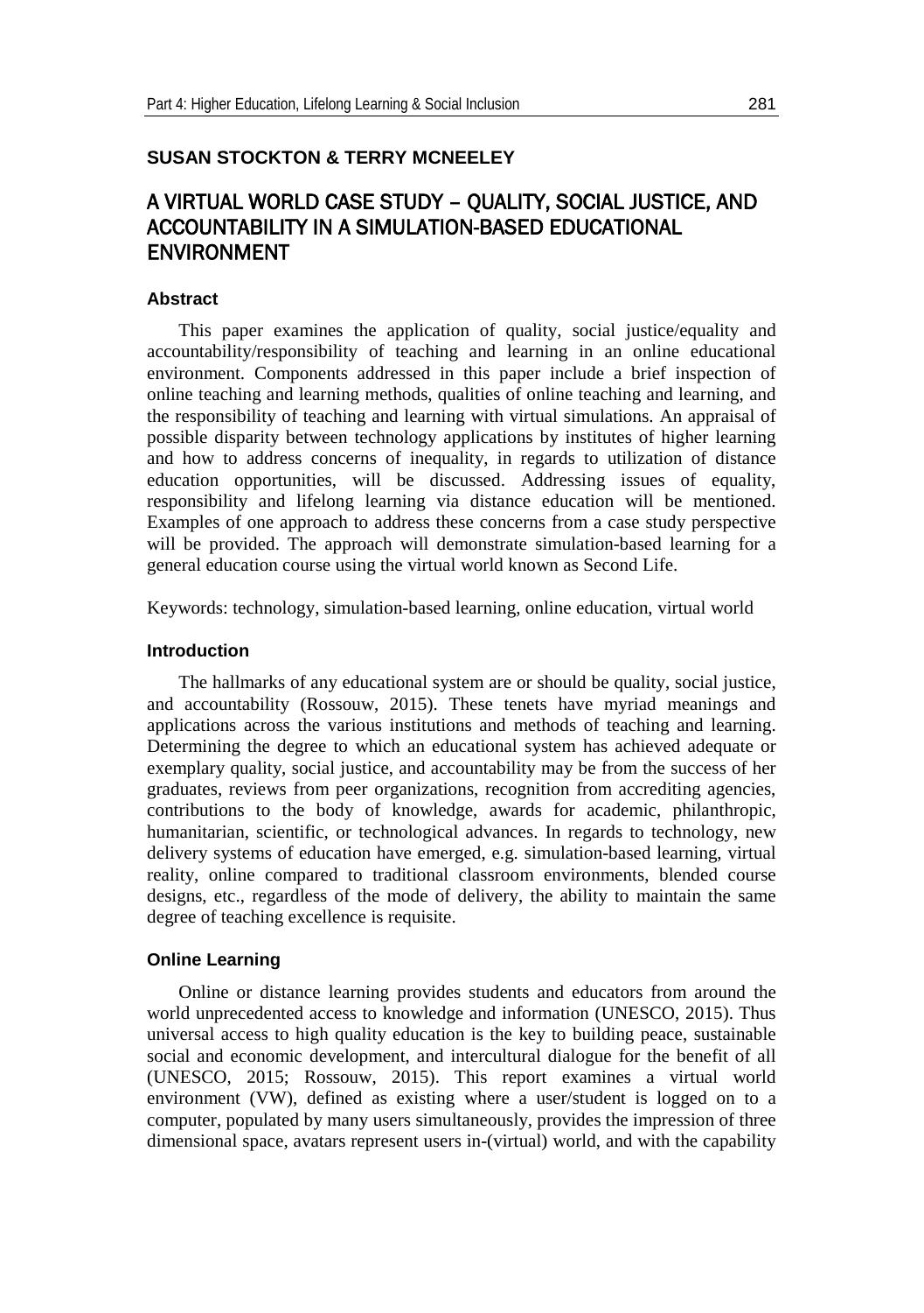**SUSAN STOCKTON & TERRY MCNEELEY**

# A VIRTUAL WORLD CASE STUDY – QUALITY, SOCIAL JUSTICE, AND ACCOUNTABILITY IN A SIMULATION-BASED EDUCATIONAL ENVIRONMENT

### Abstract

This paper examines the application of quality, social justice/equality and accountability/responsibility of teaching and learning in an online educational environment. Components addressed in this paper include a brief inspection of online teaching and learning methods, qualities of online teaching and learning, and the responsibility of teaching and learning with virtual simulations. An appraisal of possible disparity between technology applications by institutes of higher learning and how to address concerns of inequality, in regards to utilization of distance education opportunities, will be discussed. Addressing issues of equality, responsibility and lifelong learning via distance education will be mentioned. Examples of one approach to address these concerns from a case study perspective will be provided. The approach will demonstrate simulation-based learning for a general education course using the virtual world known as Second Life.

Keywords: technology, simulation-based learning, online education, virtual world

### Introduction

The hallmarks of any educational system are or should be quality, social justice, and accountability (Rossouw, 2015). These tenets have myriad meanings and applications across the various institutions and methods of teaching and learning. Determining the degree to which an educational system has achieved adequate or exemplary quality, social justice, and accountability may be from the success of her graduates, reviews from peer organizations, recognition from accrediting agencies, contributions to the body of knowledge, awards for academic, philanthropic, humanitarian, scientific, or technological advances. In regards to technology, new delivery systems of education have emerged, e.g. simulation-based learning, virtual reality, online compared to traditional classroom environments, blended course designs, etc., regardless of the mode of delivery, the ability to maintain the same degree of teaching excellence is requisite.

### Online Learning

Online or distance learning provides students and educators from around the world unprecedented access to knowledge and information (UNESCO, 2015). Thus universal access to high quality education is the key to building peace, sustainable social and economic development, and intercultural dialogue for the benefit of all (UNESCO, 2015; Rossouw, 2015). This report examines a virtual world environment (VW), defined as existing where a user/student is logged on to a computer, populated by many users simultaneously, provides the impression of three dimensional space, avatars represent users in-(virtual) world, and with the capability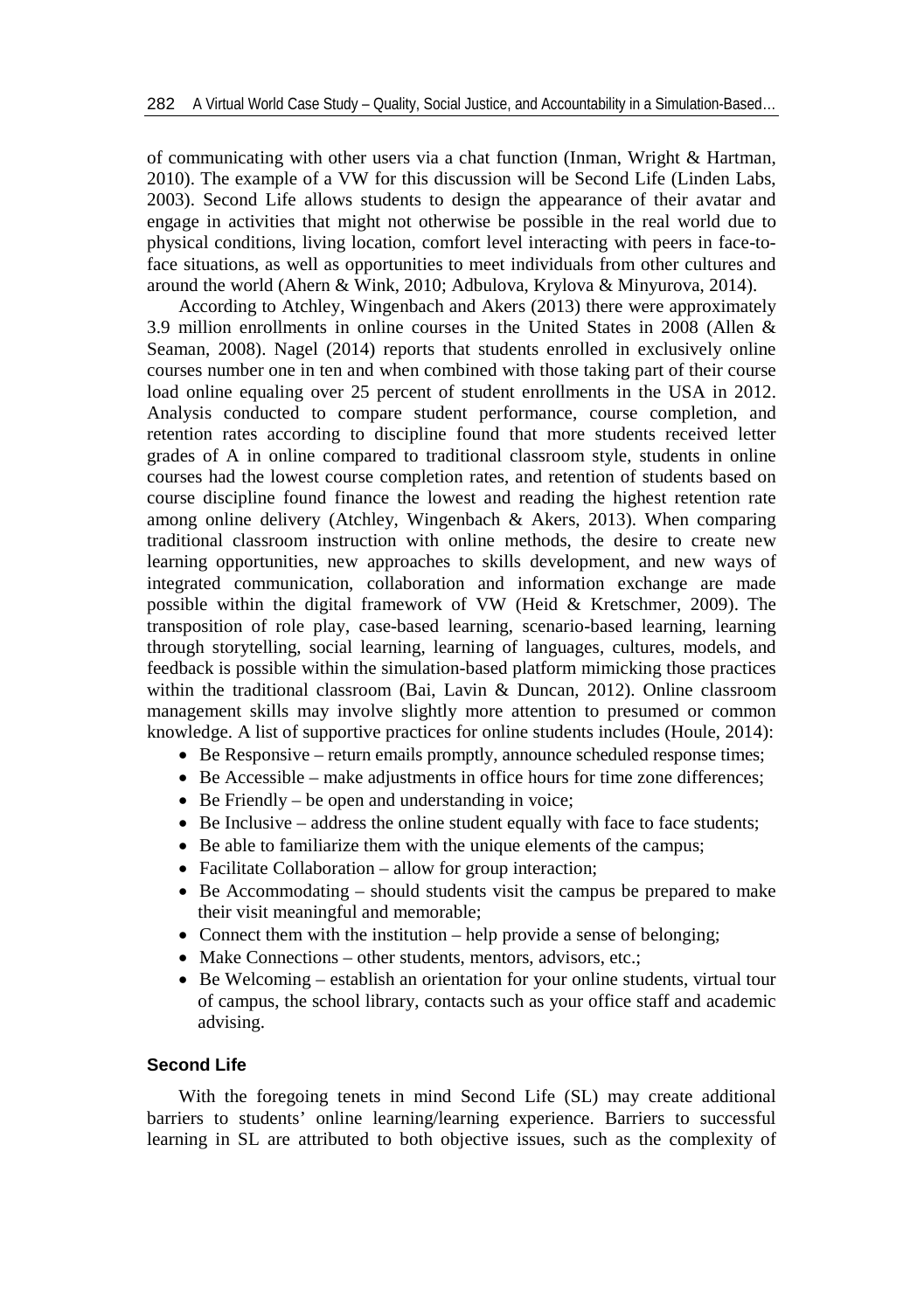of communicating with other users via a chat function (Inman, Wright & Hartman, 2010). The example of a VW for this discussion will be Second Life (Linden Labs, 2003). Second Life allows students to design the appearance of their avatar and engage in activities that might not otherwise be possible in the real world due to physical conditions, living location, comfort level interacting with peers in face-to-face situations, as well as opportunities to meet individuals from other cultures and around the world (Ahern & Wink, 2010; Adbulova, Krylova & Minyurova, 2014).

According to Atchley, Wingenbach and Akers (2013) there were approximately 3.9 million enrollments in online courses in the United States in 2008 (Allen & Seaman, 2008). Nagel (2014) reports that students enrolled in exclusively online courses number one in ten and when combined with those taking part of their course load online equaling over 25 percent of student enrollments in the USA in 2012. Analysis conducted to compare student performance, course completion, and retention rates according to discipline found that more students received letter grades of A in online compared to traditional classroom style, students in online courses had the lowest course completion rates, and retention of students based on course discipline found finance the lowest and reading the highest retention rate among online delivery (Atchley, Wingenbach & Akers, 2013). When comparing traditional classroom instruction with online methods, the desire to create new learning opportunities, new approaches to skills development, and new ways of integrated communication, collaboration and information exchange are made possible within the digital framework of VW (Heid & Kretschmer, 2009). The transposition of role play, case-based learning, scenario-based learning, learning through storytelling, social learning, learning of languages, cultures, models, and feedback is possible within the simulation-based platform mimicking those practices within the traditional classroom (Bai, Lavin & Duncan, 2012). Online classroom management skills may involve slightly more attention to presumed or common knowledge. A list of supportive practices for online students includes (Houle, 2014):

- Be Responsive – return emails promptly, announce scheduled response times;
- Be Accessible – make adjustments in office hours for time zone differences;
- Be Friendly – be open and understanding in voice;
- Be Inclusive – address the online student equally with face to face students;
- Be able to familiarize them with the unique elements of the campus;
- Facilitate Collaboration – allow for group interaction;
- Be Accommodating – should students visit the campus be prepared to make their visit meaningful and memorable;
- Connect them with the institution – help provide a sense of belonging;
- Make Connections – other students, mentors, advisors, etc.;
- Be Welcoming – establish an orientation for your online students, virtual tour of campus, the school library, contacts such as your office staff and academic advising.

### Second Life

With the foregoing tenets in mind Second Life (SL) may create additional barriers to students' online learning/learning experience. Barriers to successful learning in SL are attributed to both objective issues, such as the complexity of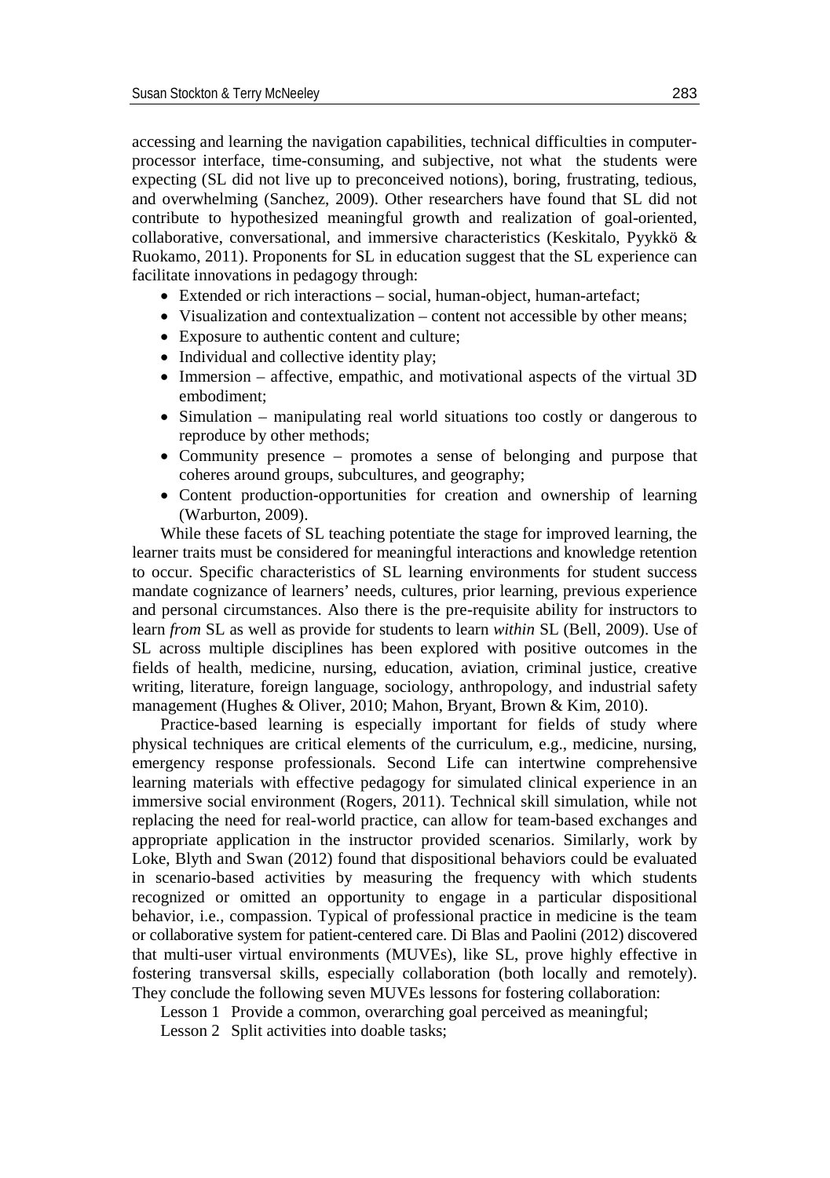accessing and learning the navigation capabilities, technical difficulties in computer-processor interface, time-consuming, and subjective, not what the students were expecting (SL did not live up to preconceived notions), boring, frustrating, tedious, and overwhelming (Sanchez, 2009). Other researchers have found that SL did not contribute to hypothesized meaningful growth and realization of goal-oriented, collaborative, conversational, and immersive characteristics (Keskitalo, Pyykkö & Ruokamo, 2011). Proponents for SL in education suggest that the SL experience can facilitate innovations in pedagogy through:

- Extended or rich interactions – social, human-object, human-artefact;
- Visualization and contextualization – content not accessible by other means;
- Exposure to authentic content and culture;
- Individual and collective identity play;
- Immersion – affective, empathic, and motivational aspects of the virtual 3D embodiment;
- Simulation – manipulating real world situations too costly or dangerous to reproduce by other methods;
- Community presence – promotes a sense of belonging and purpose that coheres around groups, subcultures, and geography;
- Content production-opportunities for creation and ownership of learning (Warburton, 2009).

While these facets of SL teaching potentiate the stage for improved learning, the learner traits must be considered for meaningful interactions and knowledge retention to occur. Specific characteristics of SL learning environments for student success mandate cognizance of learners' needs, cultures, prior learning, previous experience and personal circumstances. Also there is the pre-requisite ability for instructors to learn *from* SL as well as provide for students to learn *within* SL (Bell, 2009). Use of SL across multiple disciplines has been explored with positive outcomes in the fields of health, medicine, nursing, education, aviation, criminal justice, creative writing, literature, foreign language, sociology, anthropology, and industrial safety management (Hughes & Oliver, 2010; Mahon, Bryant, Brown & Kim, 2010).

Practice-based learning is especially important for fields of study where physical techniques are critical elements of the curriculum, e.g., medicine, nursing, emergency response professionals. Second Life can intertwine comprehensive learning materials with effective pedagogy for simulated clinical experience in an immersive social environment (Rogers, 2011). Technical skill simulation, while not replacing the need for real-world practice, can allow for team-based exchanges and appropriate application in the instructor provided scenarios. Similarly, work by Loke, Blyth and Swan (2012) found that dispositional behaviors could be evaluated in scenario-based activities by measuring the frequency with which students recognized or omitted an opportunity to engage in a particular dispositional behavior, i.e., compassion. Typical of professional practice in medicine is the team or collaborative system for patient-centered care. Di Blas and Paolini (2012) discovered that multi-user virtual environments (MUVEs), like SL, prove highly effective in fostering transversal skills, especially collaboration (both locally and remotely). They conclude the following seven MUVEs lessons for fostering collaboration:

Lesson 1 Provide a common, overarching goal perceived as meaningful;

Lesson 2 Split activities into doable tasks;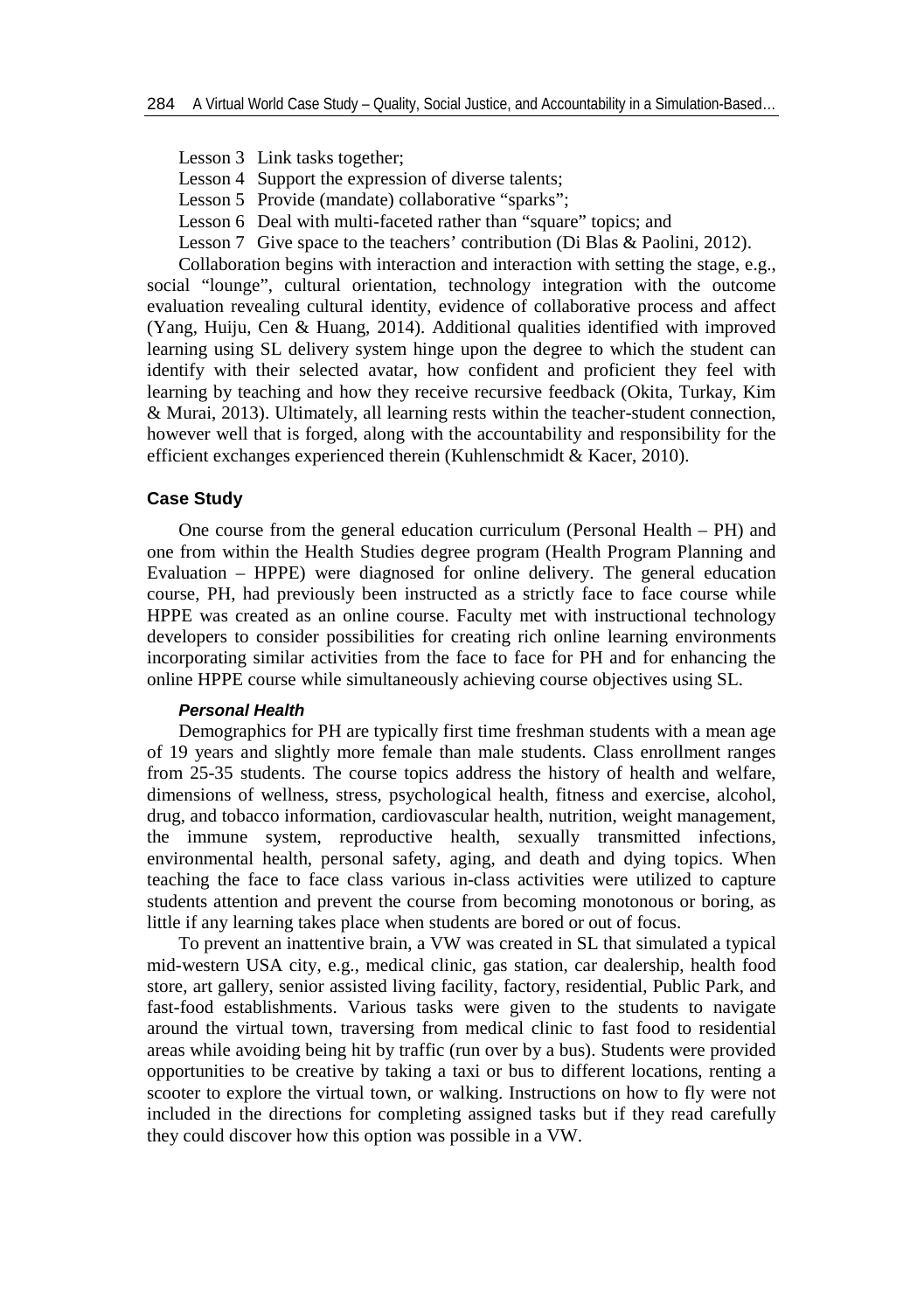Lesson 3 Link tasks together;
Lesson 4 Support the expression of diverse talents;
Lesson 5 Provide (mandate) collaborative "sparks";
Lesson 6 Deal with multi-faceted rather than "square" topics; and
Lesson 7 Give space to the teachers' contribution (Di Blas & Paolini, 2012).

Collaboration begins with interaction and interaction with setting the stage, e.g., social "lounge", cultural orientation, technology integration with the outcome evaluation revealing cultural identity, evidence of collaborative process and affect (Yang, Huiju, Cen & Huang, 2014). Additional qualities identified with improved learning using SL delivery system hinge upon the degree to which the student can identify with their selected avatar, how confident and proficient they feel with learning by teaching and how they receive recursive feedback (Okita, Turkay, Kim & Murai, 2013). Ultimately, all learning rests within the teacher-student connection, however well that is forged, along with the accountability and responsibility for the efficient exchanges experienced therein (Kuhlenschmidt & Kacer, 2010).

## Case Study

One course from the general education curriculum (Personal Health – PH) and one from within the Health Studies degree program (Health Program Planning and Evaluation – HPPE) were diagnosed for online delivery. The general education course, PH, had previously been instructed as a strictly face to face course while HPPE was created as an online course. Faculty met with instructional technology developers to consider possibilities for creating rich online learning environments incorporating similar activities from the face to face for PH and for enhancing the online HPPE course while simultaneously achieving course objectives using SL.

### *Personal Health*

Demographics for PH are typically first time freshman students with a mean age of 19 years and slightly more female than male students. Class enrollment ranges from 25-35 students. The course topics address the history of health and welfare, dimensions of wellness, stress, psychological health, fitness and exercise, alcohol, drug, and tobacco information, cardiovascular health, nutrition, weight management, the immune system, reproductive health, sexually transmitted infections, environmental health, personal safety, aging, and death and dying topics. When teaching the face to face class various in-class activities were utilized to capture students attention and prevent the course from becoming monotonous or boring, as little if any learning takes place when students are bored or out of focus.

To prevent an inattentive brain, a VW was created in SL that simulated a typical mid-western USA city, e.g., medical clinic, gas station, car dealership, health food store, art gallery, senior assisted living facility, factory, residential, Public Park, and fast-food establishments. Various tasks were given to the students to navigate around the virtual town, traversing from medical clinic to fast food to residential areas while avoiding being hit by traffic (run over by a bus). Students were provided opportunities to be creative by taking a taxi or bus to different locations, renting a scooter to explore the virtual town, or walking. Instructions on how to fly were not included in the directions for completing assigned tasks but if they read carefully they could discover how this option was possible in a VW.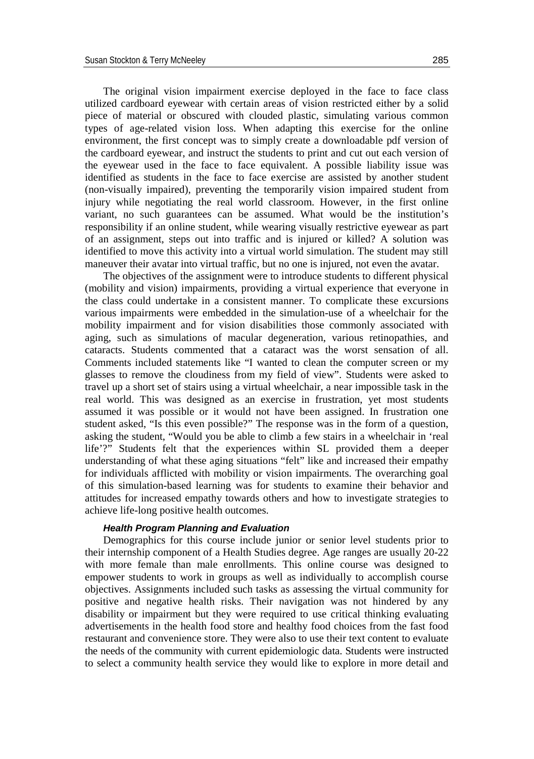The original vision impairment exercise deployed in the face to face class utilized cardboard eyewear with certain areas of vision restricted either by a solid piece of material or obscured with clouded plastic, simulating various common types of age-related vision loss. When adapting this exercise for the online environment, the first concept was to simply create a downloadable pdf version of the cardboard eyewear, and instruct the students to print and cut out each version of the eyewear used in the face to face equivalent. A possible liability issue was identified as students in the face to face exercise are assisted by another student (non-visually impaired), preventing the temporarily vision impaired student from injury while negotiating the real world classroom. However, in the first online variant, no such guarantees can be assumed. What would be the institution's responsibility if an online student, while wearing visually restrictive eyewear as part of an assignment, steps out into traffic and is injured or killed? A solution was identified to move this activity into a virtual world simulation. The student may still maneuver their avatar into virtual traffic, but no one is injured, not even the avatar.

The objectives of the assignment were to introduce students to different physical (mobility and vision) impairments, providing a virtual experience that everyone in the class could undertake in a consistent manner. To complicate these excursions various impairments were embedded in the simulation-use of a wheelchair for the mobility impairment and for vision disabilities those commonly associated with aging, such as simulations of macular degeneration, various retinopathies, and cataracts. Students commented that a cataract was the worst sensation of all. Comments included statements like "I wanted to clean the computer screen or my glasses to remove the cloudiness from my field of view". Students were asked to travel up a short set of stairs using a virtual wheelchair, a near impossible task in the real world. This was designed as an exercise in frustration, yet most students assumed it was possible or it would not have been assigned. In frustration one student asked, "Is this even possible?" The response was in the form of a question, asking the student, "Would you be able to climb a few stairs in a wheelchair in 'real life'?" Students felt that the experiences within SL provided them a deeper understanding of what these aging situations "felt" like and increased their empathy for individuals afflicted with mobility or vision impairments. The overarching goal of this simulation-based learning was for students to examine their behavior and attitudes for increased empathy towards others and how to investigate strategies to achieve life-long positive health outcomes.

#### *Health Program Planning and Evaluation*

Demographics for this course include junior or senior level students prior to their internship component of a Health Studies degree. Age ranges are usually 20-22 with more female than male enrollments. This online course was designed to empower students to work in groups as well as individually to accomplish course objectives. Assignments included such tasks as assessing the virtual community for positive and negative health risks. Their navigation was not hindered by any disability or impairment but they were required to use critical thinking evaluating advertisements in the health food store and healthy food choices from the fast food restaurant and convenience store. They were also to use their text content to evaluate the needs of the community with current epidemiologic data. Students were instructed to select a community health service they would like to explore in more detail and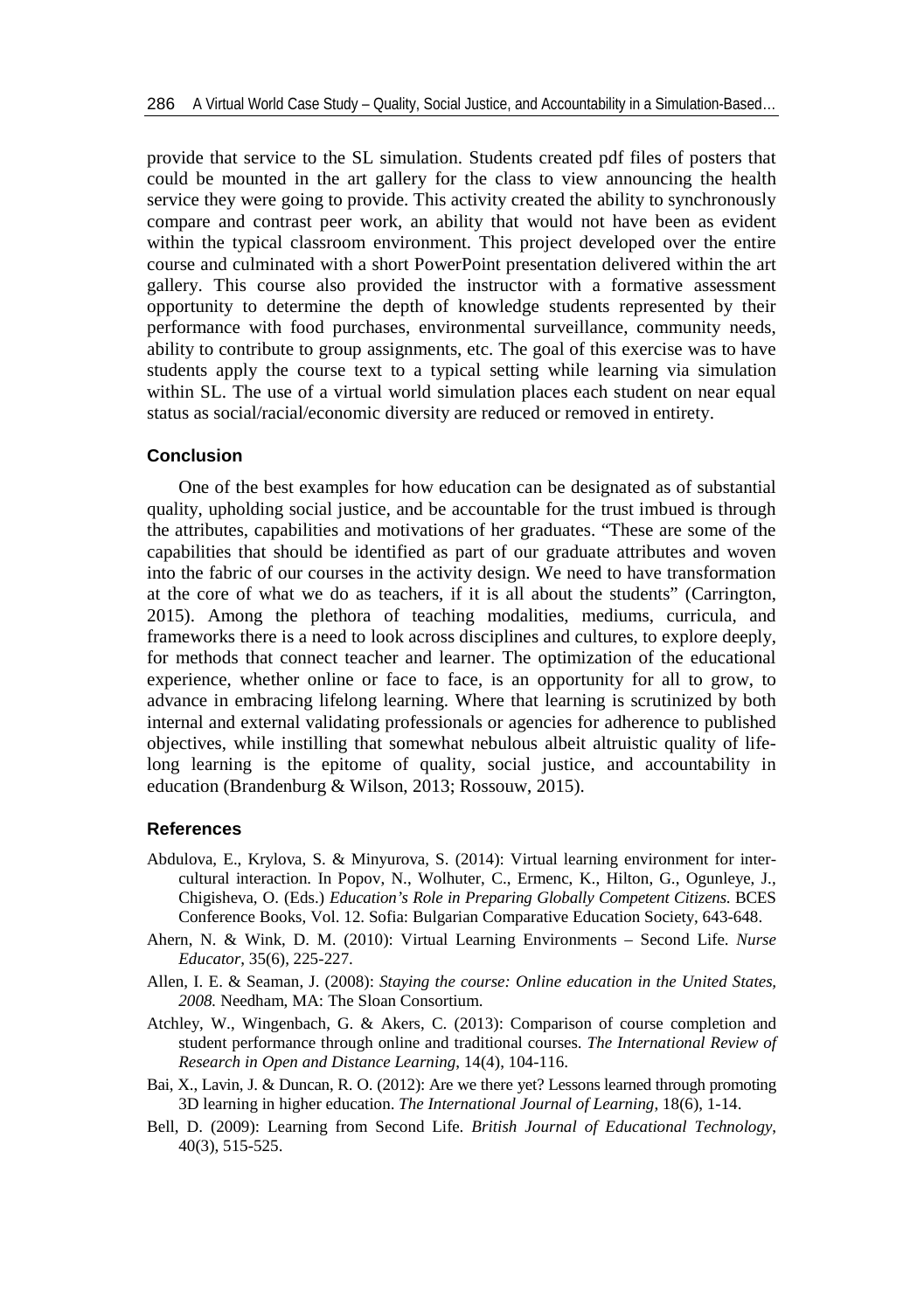provide that service to the SL simulation. Students created pdf files of posters that could be mounted in the art gallery for the class to view announcing the health service they were going to provide. This activity created the ability to synchronously compare and contrast peer work, an ability that would not have been as evident within the typical classroom environment. This project developed over the entire course and culminated with a short PowerPoint presentation delivered within the art gallery. This course also provided the instructor with a formative assessment opportunity to determine the depth of knowledge students represented by their performance with food purchases, environmental surveillance, community needs, ability to contribute to group assignments, etc. The goal of this exercise was to have students apply the course text to a typical setting while learning via simulation within SL. The use of a virtual world simulation places each student on near equal status as social/racial/economic diversity are reduced or removed in entirety.

### Conclusion

One of the best examples for how education can be designated as of substantial quality, upholding social justice, and be accountable for the trust imbued is through the attributes, capabilities and motivations of her graduates. "These are some of the capabilities that should be identified as part of our graduate attributes and woven into the fabric of our courses in the activity design. We need to have transformation at the core of what we do as teachers, if it is all about the students" (Carrington, 2015). Among the plethora of teaching modalities, mediums, curricula, and frameworks there is a need to look across disciplines and cultures, to explore deeply, for methods that connect teacher and learner. The optimization of the educational experience, whether online or face to face, is an opportunity for all to grow, to advance in embracing lifelong learning. Where that learning is scrutinized by both internal and external validating professionals or agencies for adherence to published objectives, while instilling that somewhat nebulous albeit altruistic quality of life-long learning is the epitome of quality, social justice, and accountability in education (Brandenburg & Wilson, 2013; Rossouw, 2015).

### References

Abdulova, E., Krylova, S. & Minyurova, S. (2014): Virtual learning environment for inter-cultural interaction. In Popov, N., Wolhuter, C., Ermenc, K., Hilton, G., Ogunleye, J., Chigisheva, O. (Eds.) *Education's Role in Preparing Globally Competent Citizens.* BCES Conference Books, Vol. 12. Sofia: Bulgarian Comparative Education Society, 643-648.

Ahern, N. & Wink, D. M. (2010): Virtual Learning Environments – Second Life. *Nurse Educator*, 35(6), 225-227.

Allen, I. E. & Seaman, J. (2008): *Staying the course: Online education in the United States, 2008.* Needham, MA: The Sloan Consortium.

Atchley, W., Wingenbach, G. & Akers, C. (2013): Comparison of course completion and student performance through online and traditional courses. *The International Review of Research in Open and Distance Learning*, 14(4), 104-116.

Bai, X., Lavin, J. & Duncan, R. O. (2012): Are we there yet? Lessons learned through promoting 3D learning in higher education. *The International Journal of Learning*, 18(6), 1-14.

Bell, D. (2009): Learning from Second Life. *British Journal of Educational Technology*, 40(3), 515-525.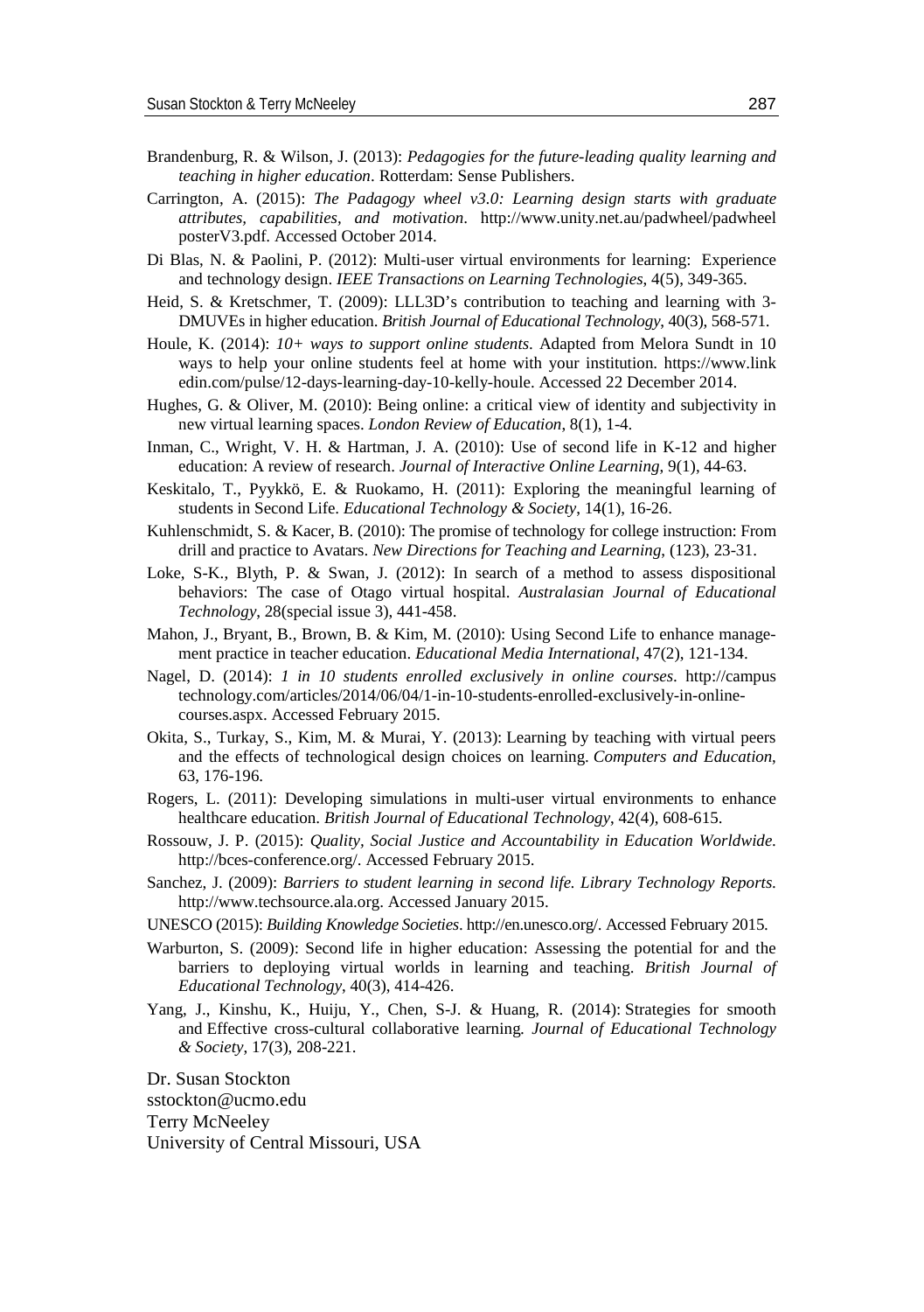Brandenburg, R. & Wilson, J. (2013): *Pedagogies for the future-leading quality learning and teaching in higher education*. Rotterdam: Sense Publishers.

Carrington, A. (2015): *The Padagogy wheel v3.0: Learning design starts with graduate attributes, capabilities, and motivation*. http://www.unity.net.au/padwheel/padwheel posterV3.pdf. Accessed October 2014.

Di Blas, N. & Paolini, P. (2012): Multi-user virtual environments for learning: Experience and technology design. *IEEE Transactions on Learning Technologies*, 4(5), 349-365.

Heid, S. & Kretschmer, T. (2009): LLL3D's contribution to teaching and learning with 3-DMUVEs in higher education. *British Journal of Educational Technology*, 40(3), 568-571.

Houle, K. (2014): *10+ ways to support online students*. Adapted from Melora Sundt in 10 ways to help your online students feel at home with your institution. https://www.link edin.com/pulse/12-days-learning-day-10-kelly-houle. Accessed 22 December 2014.

Hughes, G. & Oliver, M. (2010): Being online: a critical view of identity and subjectivity in new virtual learning spaces. *London Review of Education*, 8(1), 1-4.

Inman, C., Wright, V. H. & Hartman, J. A. (2010): Use of second life in K-12 and higher education: A review of research. *Journal of Interactive Online Learning*, 9(1), 44-63.

Keskitalo, T., Pyykkö, E. & Ruokamo, H. (2011): Exploring the meaningful learning of students in Second Life. *Educational Technology & Society*, 14(1), 16-26.

Kuhlenschmidt, S. & Kacer, B. (2010): The promise of technology for college instruction: From drill and practice to Avatars. *New Directions for Teaching and Learning*, (123), 23-31.

Loke, S-K., Blyth, P. & Swan, J. (2012): In search of a method to assess dispositional behaviors: The case of Otago virtual hospital. *Australasian Journal of Educational Technology*, 28(special issue 3), 441-458.

Mahon, J., Bryant, B., Brown, B. & Kim, M. (2010): Using Second Life to enhance management practice in teacher education. *Educational Media International*, 47(2), 121-134.

Nagel, D. (2014): *1 in 10 students enrolled exclusively in online courses*. http://campus technology.com/articles/2014/06/04/1-in-10-students-enrolled-exclusively-in-online-courses.aspx. Accessed February 2015.

Okita, S., Turkay, S., Kim, M. & Murai, Y. (2013): Learning by teaching with virtual peers and the effects of technological design choices on learning. *Computers and Education*, 63, 176-196.

Rogers, L. (2011): Developing simulations in multi-user virtual environments to enhance healthcare education. *British Journal of Educational Technology*, 42(4), 608-615.

Rossouw, J. P. (2015): *Quality, Social Justice and Accountability in Education Worldwide*. http://bces-conference.org/. Accessed February 2015.

Sanchez, J. (2009): *Barriers to student learning in second life. Library Technology Reports*. http://www.techsource.ala.org. Accessed January 2015.

UNESCO (2015): *Building Knowledge Societies*. http://en.unesco.org/. Accessed February 2015.

Warburton, S. (2009): Second life in higher education: Assessing the potential for and the barriers to deploying virtual worlds in learning and teaching. *British Journal of Educational Technology*, 40(3), 414-426.

Yang, J., Kinshu, K., Huiju, Y., Chen, S-J. & Huang, R. (2014): Strategies for smooth and Effective cross-cultural collaborative learning. *Journal of Educational Technology & Society*, 17(3), 208-221.

Dr. Susan Stockton
sstockton@ucmo.edu
Terry McNeeley
University of Central Missouri, USA